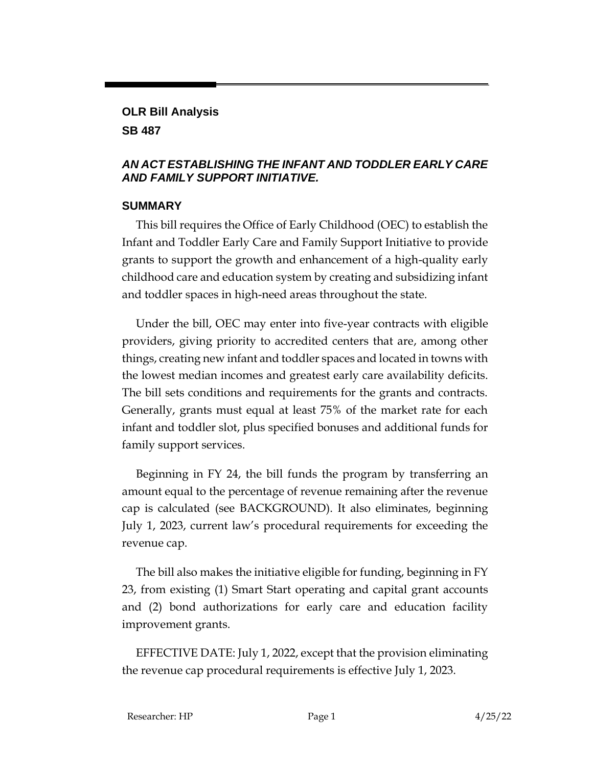# OLR Bill Analysis

## SB 487

### *AN ACT ESTABLISHING THE INFANT AND TODDLER EARLY CARE AND FAMILY SUPPORT INITIATIVE.*

## SUMMARY

This bill requires the Office of Early Childhood (OEC) to establish the Infant and Toddler Early Care and Family Support Initiative to provide grants to support the growth and enhancement of a high-quality early childhood care and education system by creating and subsidizing infant and toddler spaces in high-need areas throughout the state.

Under the bill, OEC may enter into five-year contracts with eligible providers, giving priority to accredited centers that are, among other things, creating new infant and toddler spaces and located in towns with the lowest median incomes and greatest early care availability deficits. The bill sets conditions and requirements for the grants and contracts. Generally, grants must equal at least 75% of the market rate for each infant and toddler slot, plus specified bonuses and additional funds for family support services.

Beginning in FY 24, the bill funds the program by transferring an amount equal to the percentage of revenue remaining after the revenue cap is calculated (see BACKGROUND). It also eliminates, beginning July 1, 2023, current law's procedural requirements for exceeding the revenue cap.

The bill also makes the initiative eligible for funding, beginning in FY 23, from existing (1) Smart Start operating and capital grant accounts and (2) bond authorizations for early care and education facility improvement grants.

EFFECTIVE DATE: July 1, 2022, except that the provision eliminating the revenue cap procedural requirements is effective July 1, 2023.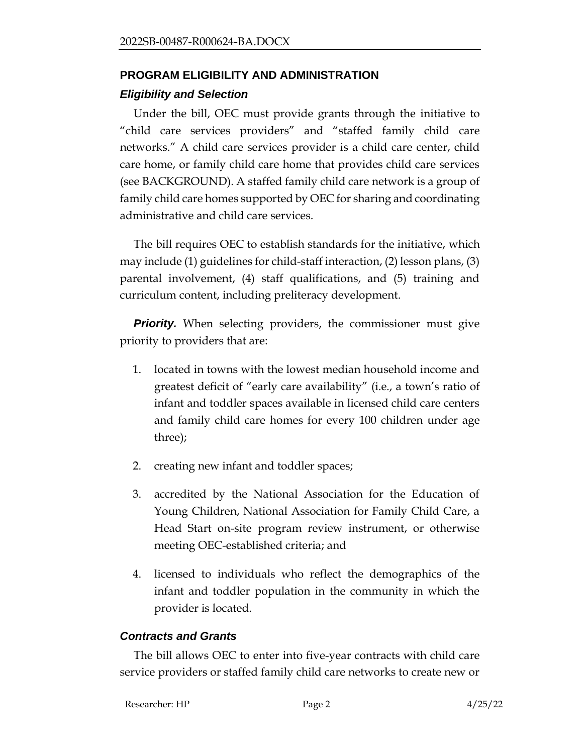## PROGRAM ELIGIBILITY AND ADMINISTRATION

### *Eligibility and Selection*

Under the bill, OEC must provide grants through the initiative to "child care services providers" and "staffed family child care networks." A child care services provider is a child care center, child care home, or family child care home that provides child care services (see BACKGROUND). A staffed family child care network is a group of family child care homes supported by OEC for sharing and coordinating administrative and child care services.

The bill requires OEC to establish standards for the initiative, which may include (1) guidelines for child-staff interaction, (2) lesson plans, (3) parental involvement, (4) staff qualifications, and (5) training and curriculum content, including preliteracy development.

***Priority.*** When selecting providers, the commissioner must give priority to providers that are:

1. located in towns with the lowest median household income and greatest deficit of "early care availability" (i.e., a town's ratio of infant and toddler spaces available in licensed child care centers and family child care homes for every 100 children under age three);
2. creating new infant and toddler spaces;
3. accredited by the National Association for the Education of Young Children, National Association for Family Child Care, a Head Start on-site program review instrument, or otherwise meeting OEC-established criteria; and
4. licensed to individuals who reflect the demographics of the infant and toddler population in the community in which the provider is located.

### *Contracts and Grants*

The bill allows OEC to enter into five-year contracts with child care service providers or staffed family child care networks to create new or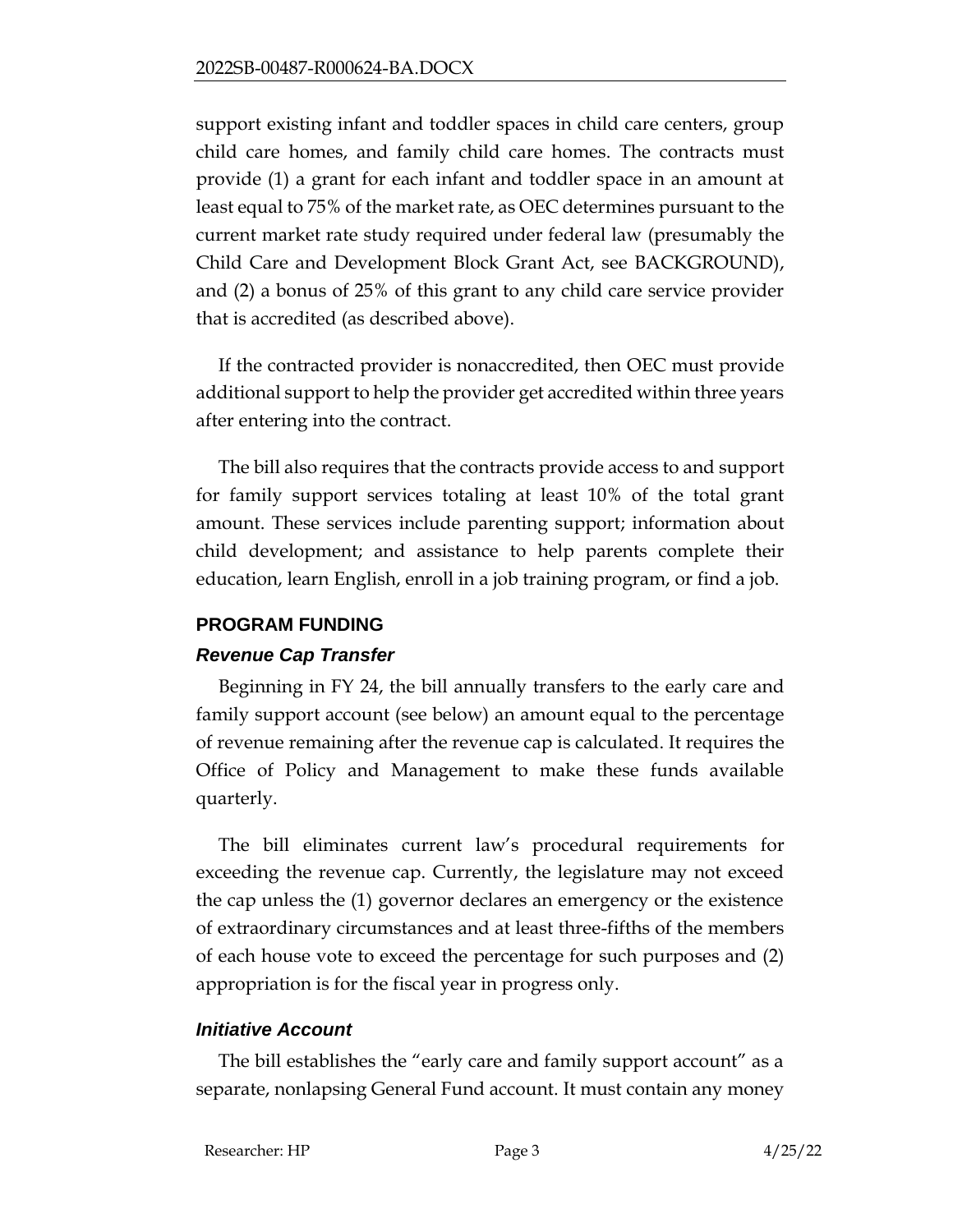support existing infant and toddler spaces in child care centers, group child care homes, and family child care homes. The contracts must provide (1) a grant for each infant and toddler space in an amount at least equal to 75% of the market rate, as OEC determines pursuant to the current market rate study required under federal law (presumably the Child Care and Development Block Grant Act, see BACKGROUND), and (2) a bonus of 25% of this grant to any child care service provider that is accredited (as described above).

If the contracted provider is nonaccredited, then OEC must provide additional support to help the provider get accredited within three years after entering into the contract.

The bill also requires that the contracts provide access to and support for family support services totaling at least 10% of the total grant amount. These services include parenting support; information about child development; and assistance to help parents complete their education, learn English, enroll in a job training program, or find a job.

## PROGRAM FUNDING

### *Revenue Cap Transfer*

Beginning in FY 24, the bill annually transfers to the early care and family support account (see below) an amount equal to the percentage of revenue remaining after the revenue cap is calculated. It requires the Office of Policy and Management to make these funds available quarterly.

The bill eliminates current law's procedural requirements for exceeding the revenue cap. Currently, the legislature may not exceed the cap unless the (1) governor declares an emergency or the existence of extraordinary circumstances and at least three-fifths of the members of each house vote to exceed the percentage for such purposes and (2) appropriation is for the fiscal year in progress only.

### *Initiative Account*

The bill establishes the "early care and family support account" as a separate, nonlapsing General Fund account. It must contain any money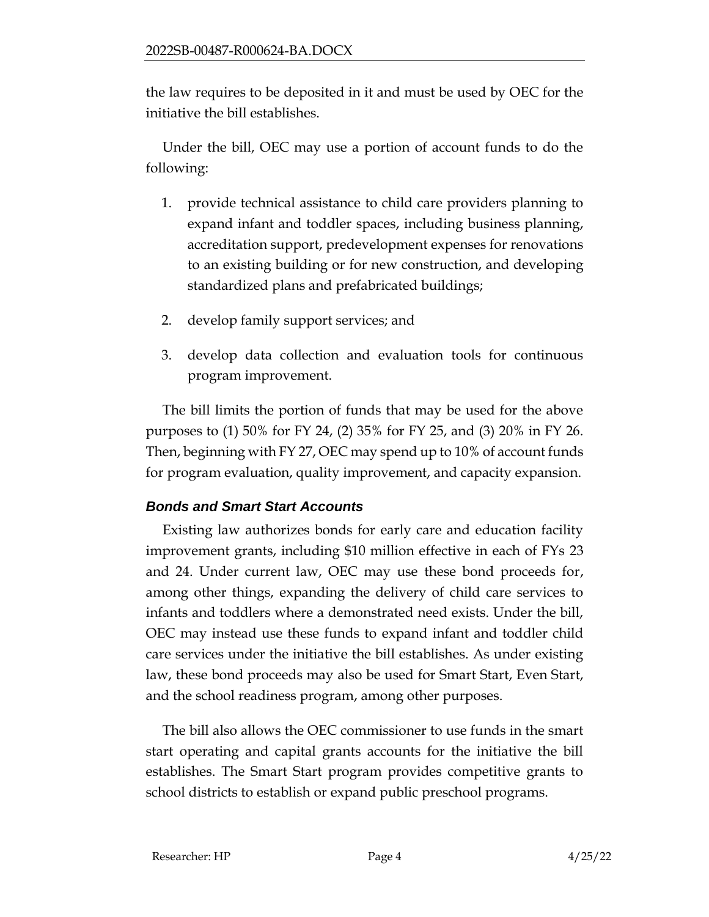the law requires to be deposited in it and must be used by OEC for the initiative the bill establishes.

Under the bill, OEC may use a portion of account funds to do the following:

1. provide technical assistance to child care providers planning to expand infant and toddler spaces, including business planning, accreditation support, predevelopment expenses for renovations to an existing building or for new construction, and developing standardized plans and prefabricated buildings;

2. develop family support services; and

3. develop data collection and evaluation tools for continuous program improvement.

The bill limits the portion of funds that may be used for the above purposes to (1) 50% for FY 24, (2) 35% for FY 25, and (3) 20% in FY 26. Then, beginning with FY 27, OEC may spend up to 10% of account funds for program evaluation, quality improvement, and capacity expansion.

### *Bonds and Smart Start Accounts*

Existing law authorizes bonds for early care and education facility improvement grants, including $10 million effective in each of FYs 23 and 24. Under current law, OEC may use these bond proceeds for, among other things, expanding the delivery of child care services to infants and toddlers where a demonstrated need exists. Under the bill, OEC may instead use these funds to expand infant and toddler child care services under the initiative the bill establishes. As under existing law, these bond proceeds may also be used for Smart Start, Even Start, and the school readiness program, among other purposes.

The bill also allows the OEC commissioner to use funds in the smart start operating and capital grants accounts for the initiative the bill establishes. The Smart Start program provides competitive grants to school districts to establish or expand public preschool programs.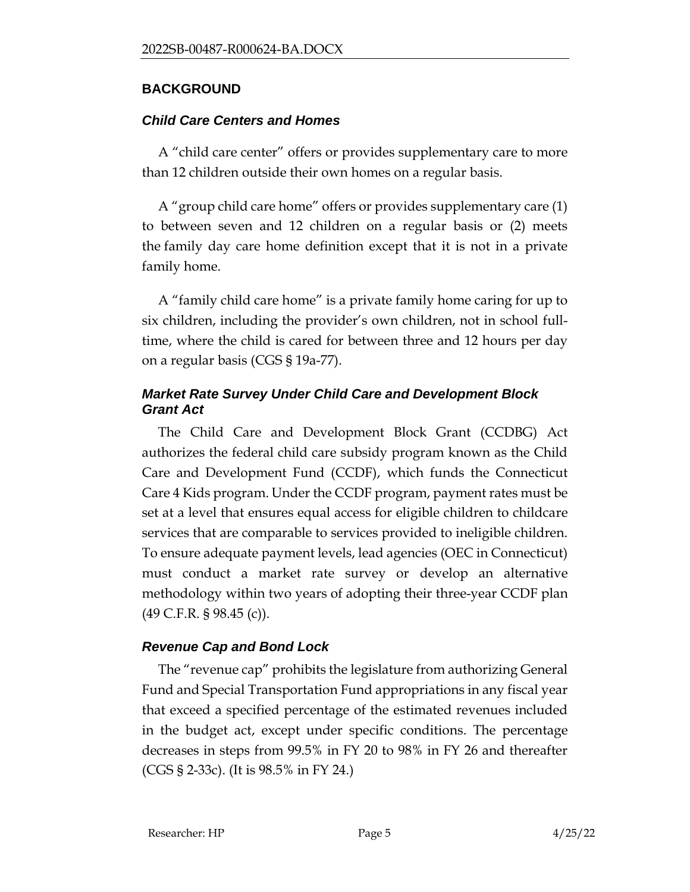## BACKGROUND

### *Child Care Centers and Homes*

A "child care center" offers or provides supplementary care to more than 12 children outside their own homes on a regular basis.

A "group child care home" offers or provides supplementary care (1) to between seven and 12 children on a regular basis or (2) meets the family day care home definition except that it is not in a private family home.

A "family child care home" is a private family home caring for up to six children, including the provider's own children, not in school full-time, where the child is cared for between three and 12 hours per day on a regular basis (CGS § 19a-77).

### *Market Rate Survey Under Child Care and Development Block Grant Act*

The Child Care and Development Block Grant (CCDBG) Act authorizes the federal child care subsidy program known as the Child Care and Development Fund (CCDF), which funds the Connecticut Care 4 Kids program. Under the CCDF program, payment rates must be set at a level that ensures equal access for eligible children to childcare services that are comparable to services provided to ineligible children. To ensure adequate payment levels, lead agencies (OEC in Connecticut) must conduct a market rate survey or develop an alternative methodology within two years of adopting their three-year CCDF plan (49 C.F.R. § 98.45 (c)).

### *Revenue Cap and Bond Lock*

The "revenue cap" prohibits the legislature from authorizing General Fund and Special Transportation Fund appropriations in any fiscal year that exceed a specified percentage of the estimated revenues included in the budget act, except under specific conditions. The percentage decreases in steps from 99.5% in FY 20 to 98% in FY 26 and thereafter (CGS § 2-33c). (It is 98.5% in FY 24.)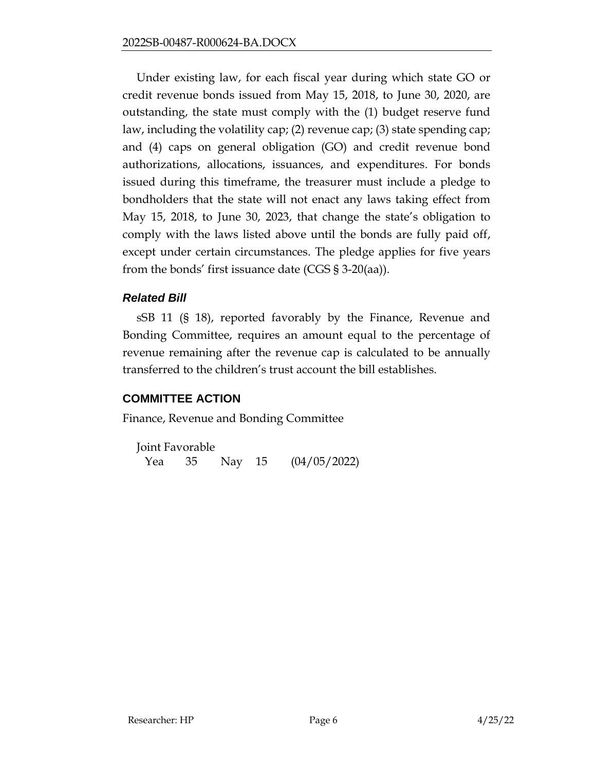Under existing law, for each fiscal year during which state GO or credit revenue bonds issued from May 15, 2018, to June 30, 2020, are outstanding, the state must comply with the (1) budget reserve fund law, including the volatility cap; (2) revenue cap; (3) state spending cap; and (4) caps on general obligation (GO) and credit revenue bond authorizations, allocations, issuances, and expenditures. For bonds issued during this timeframe, the treasurer must include a pledge to bondholders that the state will not enact any laws taking effect from May 15, 2018, to June 30, 2023, that change the state's obligation to comply with the laws listed above until the bonds are fully paid off, except under certain circumstances. The pledge applies for five years from the bonds' first issuance date (CGS § 3-20(aa)).

### *Related Bill*

sSB 11 (§ 18), reported favorably by the Finance, Revenue and Bonding Committee, requires an amount equal to the percentage of revenue remaining after the revenue cap is calculated to be annually transferred to the children's trust account the bill establishes.

## COMMITTEE ACTION

Finance, Revenue and Bonding Committee

Joint Favorable
Yea 35 Nay 15 (04/05/2022)